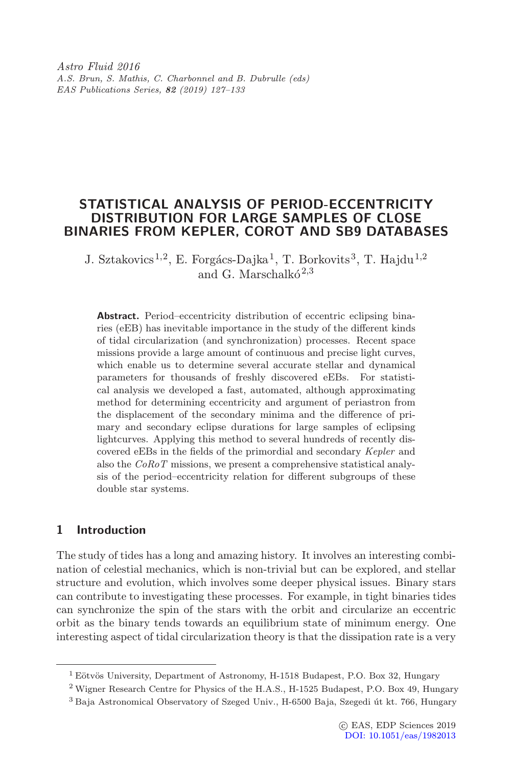# STATISTICAL ANALYSIS OF PERIOD-ECCENTRICITY DISTRIBUTION FOR LARGE SAMPLES OF CLOSE BINARIES FROM KEPLER, COROT AND SB9 DATABASES

J. Sztakovics[1,2], E. Forgács-Dajka[1], T. Borkovits[3], T. Hajdu[1,2] and G. Marschalkó[2,3]

**Abstract.** Period–eccentricity distribution of eccentric eclipsing binaries (eEB) has inevitable importance in the study of the different kinds of tidal circularization (and synchronization) processes. Recent space missions provide a large amount of continuous and precise light curves, which enable us to determine several accurate stellar and dynamical parameters for thousands of freshly discovered eEBs. For statistical analysis we developed a fast, automated, although approximating method for determining eccentricity and argument of periastron from the displacement of the secondary minima and the difference of primary and secondary eclipse durations for large samples of eclipsing lightcurves. Applying this method to several hundreds of recently discovered eEBs in the fields of the primordial and secondary *Kepler* and also the *CoRoT* missions, we present a comprehensive statistical analysis of the period–eccentricity relation for different subgroups of these double star systems.

## 1 Introduction

The study of tides has a long and amazing history. It involves an interesting combination of celestial mechanics, which is non-trivial but can be explored, and stellar structure and evolution, which involves some deeper physical issues. Binary stars can contribute to investigating these processes. For example, in tight binaries tides can synchronize the spin of the stars with the orbit and circularize an eccentric orbit as the binary tends towards an equilibrium state of minimum energy. One interesting aspect of tidal circularization theory is that the dissipation rate is a very

[1] Eötvös University, Department of Astronomy, H-1518 Budapest, P.O. Box 32, Hungary

[2] Wigner Research Centre for Physics of the H.A.S., H-1525 Budapest, P.O. Box 49, Hungary

[3] Baja Astronomical Observatory of Szeged Univ., H-6500 Baja, Szegedi út kt. 766, Hungary

© EAS, EDP Sciences 2019
DOI: 10.1051/eas/1982013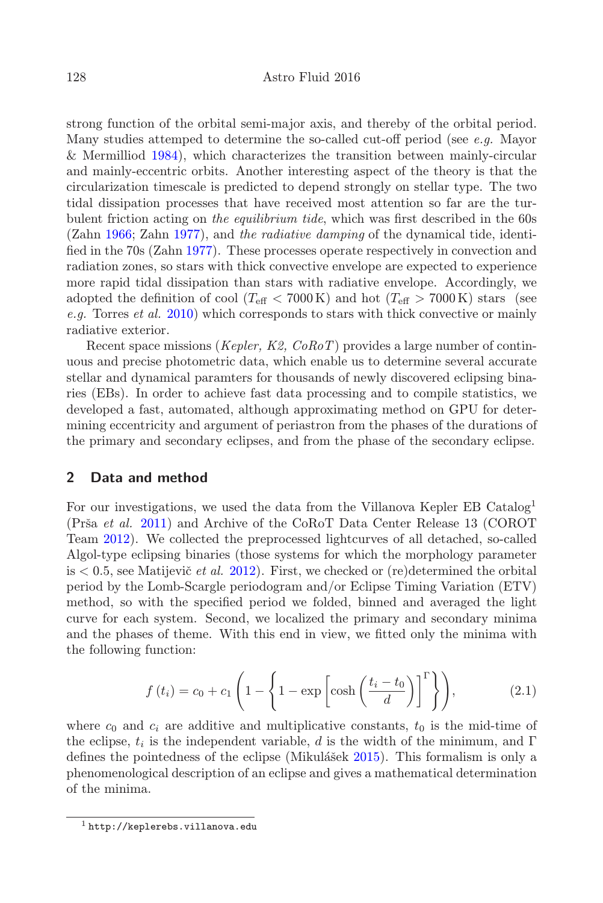strong function of the orbital semi-major axis, and thereby of the orbital period. Many studies attemped to determine the so-called cut-off period (see *e.g.* Mayor & Mermilliod 1984), which characterizes the transition between mainly-circular and mainly-eccentric orbits. Another interesting aspect of the theory is that the circularization timescale is predicted to depend strongly on stellar type. The two tidal dissipation processes that have received most attention so far are the turbulent friction acting on *the equilibrium tide*, which was first described in the 60s (Zahn 1966; Zahn 1977), and *the radiative damping* of the dynamical tide, identified in the 70s (Zahn 1977). These processes operate respectively in convection and radiation zones, so stars with thick convective envelope are expected to experience more rapid tidal dissipation than stars with radiative envelope. Accordingly, we adopted the definition of cool ($T_{\text{eff}} < 7000\,\text{K}$) and hot ($T_{\text{eff}} > 7000\,\text{K}$) stars (see *e.g.* Torres *et al.* 2010) which corresponds to stars with thick convective or mainly radiative exterior.

Recent space missions (*Kepler, K2, CoRoT*) provides a large number of continuous and precise photometric data, which enable us to determine several accurate stellar and dynamical paramters for thousands of newly discovered eclipsing binaries (EBs). In order to achieve fast data processing and to compile statistics, we developed a fast, automated, although approximating method on GPU for determining eccentricity and argument of periastron from the phases of the durations of the primary and secondary eclipses, and from the phase of the secondary eclipse.

## 2 Data and method

For our investigations, we used the data from the Villanova Kepler EB Catalog[1] (Prša *et al.* 2011) and Archive of the CoRoT Data Center Release 13 (COROT Team 2012). We collected the preprocessed lightcurves of all detached, so-called Algol-type eclipsing binaries (those systems for which the morphology parameter is $< 0.5$, see Matijevič *et al.* 2012). First, we checked or (re)determined the orbital period by the Lomb-Scargle periodogram and/or Eclipse Timing Variation (ETV) method, so with the specified period we folded, binned and averaged the light curve for each system. Second, we localized the primary and secondary minima and the phases of theme. With this end in view, we fitted only the minima with the following function:

$$f\left(t_i\right) = c_0 + c_1 \left(1 - \left\{1 - \exp\left[\cosh\left(\frac{t_i - t_0}{d}\right)\right]^{\Gamma}\right\}\right), \tag{2.1}$$

where $c_0$ and $c_i$ are additive and multiplicative constants, $t_0$ is the mid-time of the eclipse, $t_i$ is the independent variable, $d$ is the width of the minimum, and $\Gamma$ defines the pointedness of the eclipse (Mikulášek 2015). This formalism is only a phenomenological description of an eclipse and gives a mathematical determination of the minima.

[1] http://keplerebs.villanova.edu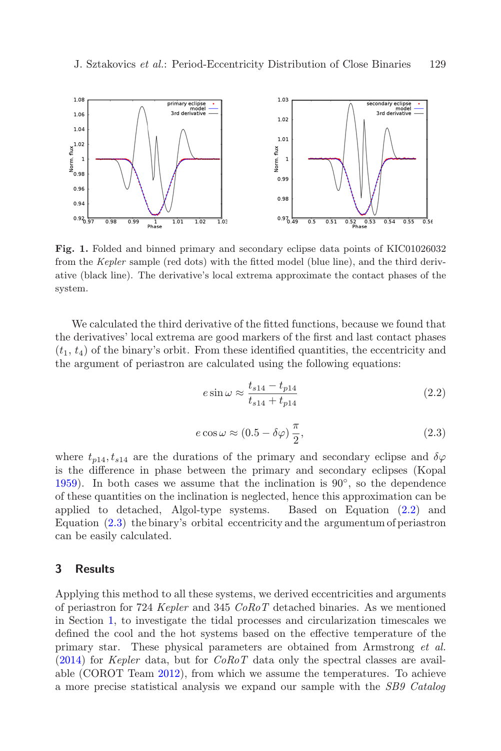**Fig. 1.** Folded and binned primary and secondary eclipse data points of KIC01026032 from the *Kepler* sample (red dots) with the fitted model (blue line), and the third derivative (black line). The derivative's local extrema approximate the contact phases of the system.

We calculated the third derivative of the fitted functions, because we found that the derivatives' local extrema are good markers of the first and last contact phases ($t_1$, $t_4$) of the binary's orbit. From these identified quantities, the eccentricity and the argument of periastron are calculated using the following equations:

$$e \sin \omega \approx \frac{t_{s14} - t_{p14}}{t_{s14} + t_{p14}} \tag{2.2}$$

$$e \cos \omega \approx (0.5 - \delta\varphi)\, \frac{\pi}{2}, \tag{2.3}$$

where $t_{p14}, t_{s14}$ are the durations of the primary and secondary eclipse and $\delta\varphi$ is the difference in phase between the primary and secondary eclipses (Kopal 1959). In both cases we assume that the inclination is 90°, so the dependence of these quantities on the inclination is neglected, hence this approximation can be applied to detached, Algol-type systems. Based on Equation (2.2) and Equation (2.3) the binary's orbital eccentricity and the argumentum of periastron can be easily calculated.

## 3 Results

Applying this method to all these systems, we derived eccentricities and arguments of periastron for 724 *Kepler* and 345 *CoRoT* detached binaries. As we mentioned in Section 1, to investigate the tidal processes and circularization timescales we defined the cool and the hot systems based on the effective temperature of the primary star. These physical parameters are obtained from Armstrong *et al.* (2014) for *Kepler* data, but for *CoRoT* data only the spectral classes are available (COROT Team 2012), from which we assume the temperatures. To achieve a more precise statistical analysis we expand our sample with the *SB9 Catalog*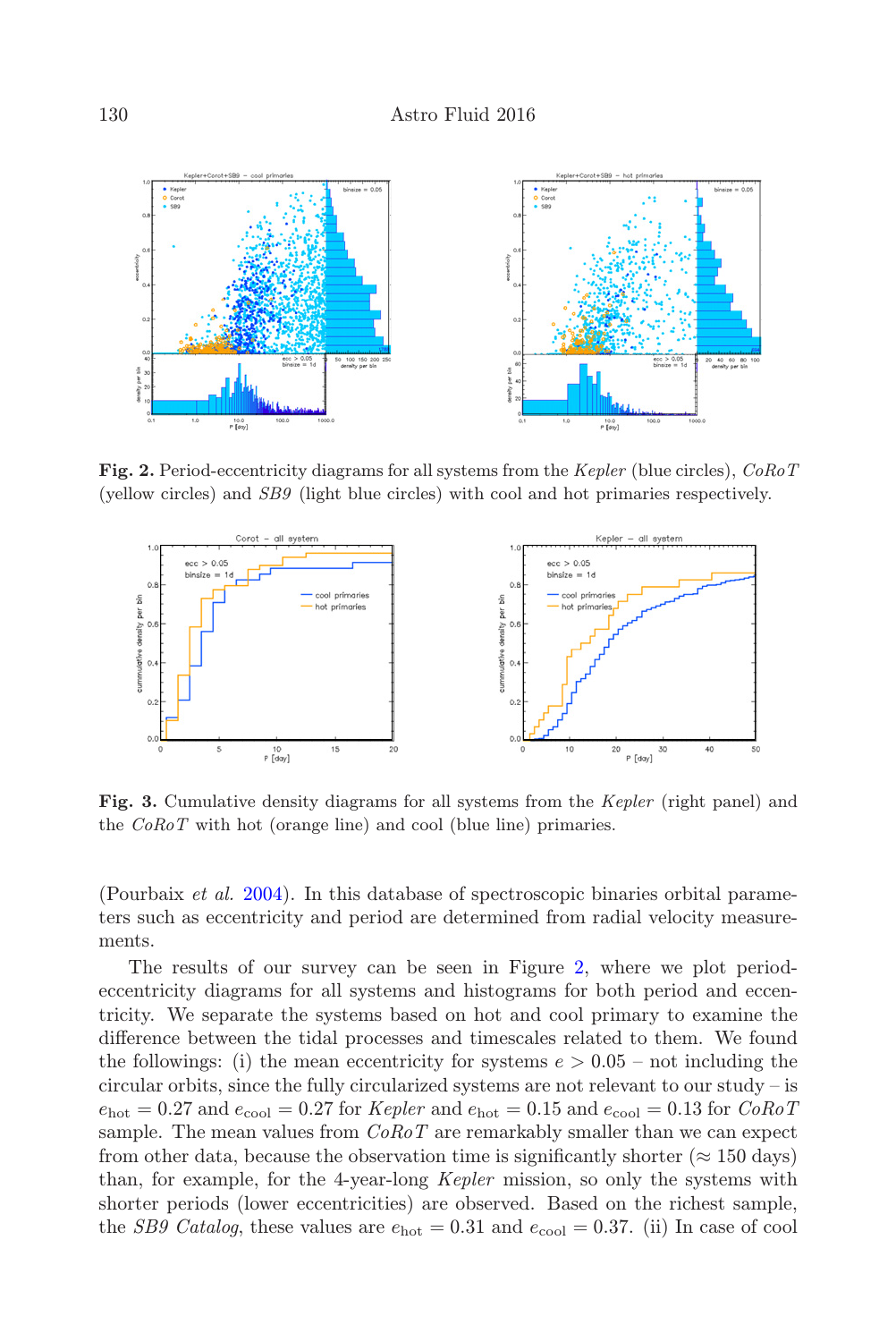**Fig. 2.** Period-eccentricity diagrams for all systems from the *Kepler* (blue circles), *CoRoT* (yellow circles) and *SB9* (light blue circles) with cool and hot primaries respectively.

**Fig. 3.** Cumulative density diagrams for all systems from the *Kepler* (right panel) and the *CoRoT* with hot (orange line) and cool (blue line) primaries.

(Pourbaix *et al.* 2004). In this database of spectroscopic binaries orbital parameters such as eccentricity and period are determined from radial velocity measurements.

The results of our survey can be seen in Figure 2, where we plot period-eccentricity diagrams for all systems and histograms for both period and eccentricity. We separate the systems based on hot and cool primary to examine the difference between the tidal processes and timescales related to them. We found the followings: (i) the mean eccentricity for systems $e > 0.05$ – not including the circular orbits, since the fully circularized systems are not relevant to our study – is $e_{\rm hot} = 0.27$ and $e_{\rm cool} = 0.27$ for *Kepler* and $e_{\rm hot} = 0.15$ and $e_{\rm cool} = 0.13$ for *CoRoT* sample. The mean values from *CoRoT* are remarkably smaller than we can expect from other data, because the observation time is significantly shorter ($\approx 150$ days) than, for example, for the 4-year-long *Kepler* mission, so only the systems with shorter periods (lower eccentricities) are observed. Based on the richest sample, the *SB9 Catalog*, these values are $e_{\rm hot} = 0.31$ and $e_{\rm cool} = 0.37$. (ii) In case of cool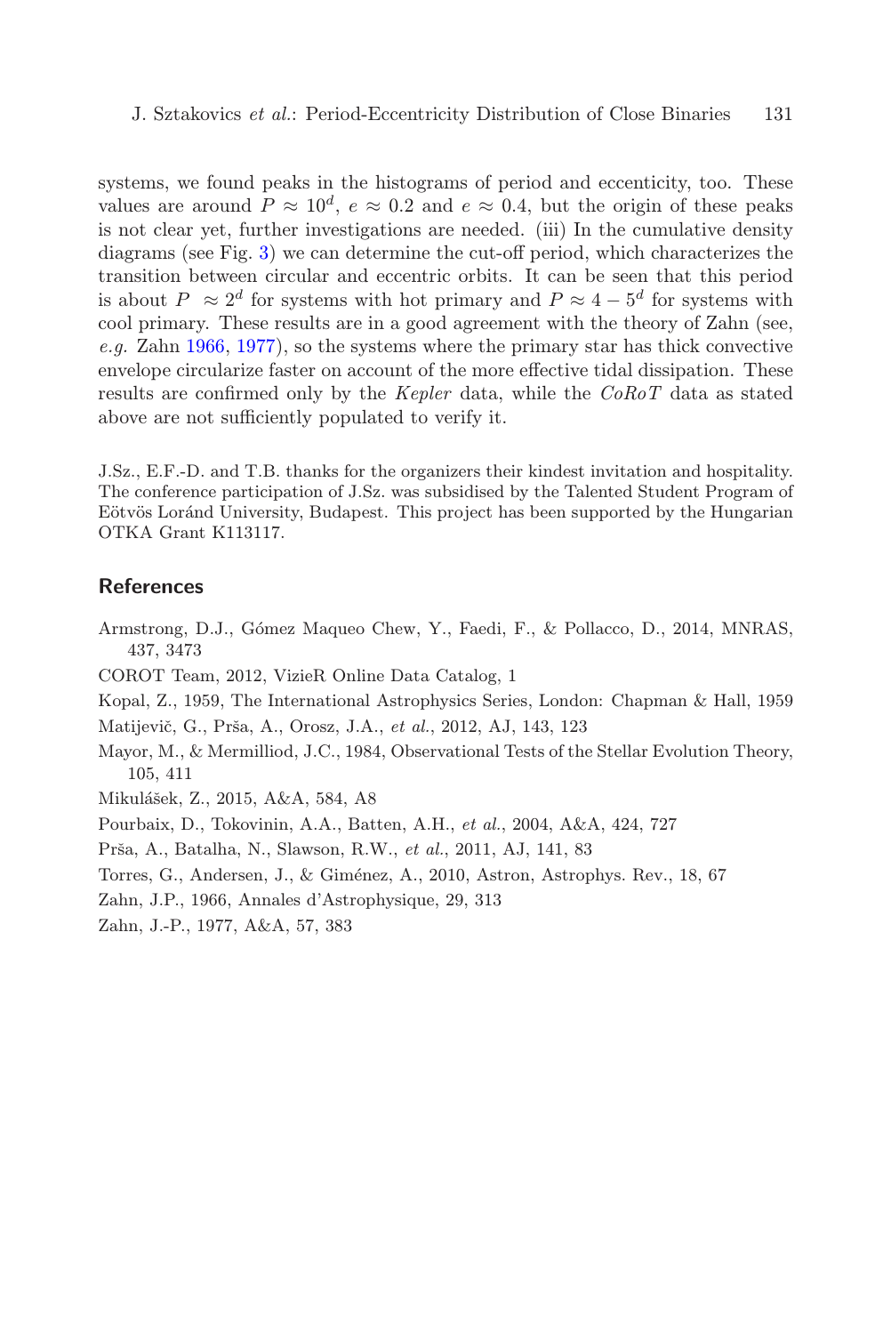systems, we found peaks in the histograms of period and eccenticity, too. These values are around $P \approx 10^d$, $e \approx 0.2$ and $e \approx 0.4$, but the origin of these peaks is not clear yet, further investigations are needed. (iii) In the cumulative density diagrams (see Fig. 3) we can determine the cut-off period, which characterizes the transition between circular and eccentric orbits. It can be seen that this period is about $P \approx 2^d$ for systems with hot primary and $P \approx 4-5^d$ for systems with cool primary. These results are in a good agreement with the theory of Zahn (see, *e.g.* Zahn 1966, 1977), so the systems where the primary star has thick convective envelope circularize faster on account of the more effective tidal dissipation. These results are confirmed only by the *Kepler* data, while the *CoRoT* data as stated above are not sufficiently populated to verify it.

J.Sz., E.F.-D. and T.B. thanks for the organizers their kindest invitation and hospitality. The conference participation of J.Sz. was subsidised by the Talented Student Program of Eötvös Loránd University, Budapest. This project has been supported by the Hungarian OTKA Grant K113117.

## References

Armstrong, D.J., Gómez Maqueo Chew, Y., Faedi, F., & Pollacco, D., 2014, MNRAS, 437, 3473

COROT Team, 2012, VizieR Online Data Catalog, 1

Kopal, Z., 1959, The International Astrophysics Series, London: Chapman & Hall, 1959

Matijevič, G., Prša, A., Orosz, J.A., *et al.*, 2012, AJ, 143, 123

Mayor, M., & Mermilliod, J.C., 1984, Observational Tests of the Stellar Evolution Theory, 105, 411

Mikulášek, Z., 2015, A&A, 584, A8

Pourbaix, D., Tokovinin, A.A., Batten, A.H., *et al.*, 2004, A&A, 424, 727

Prša, A., Batalha, N., Slawson, R.W., *et al.*, 2011, AJ, 141, 83

Torres, G., Andersen, J., & Giménez, A., 2010, Astron, Astrophys. Rev., 18, 67

Zahn, J.P., 1966, Annales d'Astrophysique, 29, 313

Zahn, J.-P., 1977, A&A, 57, 383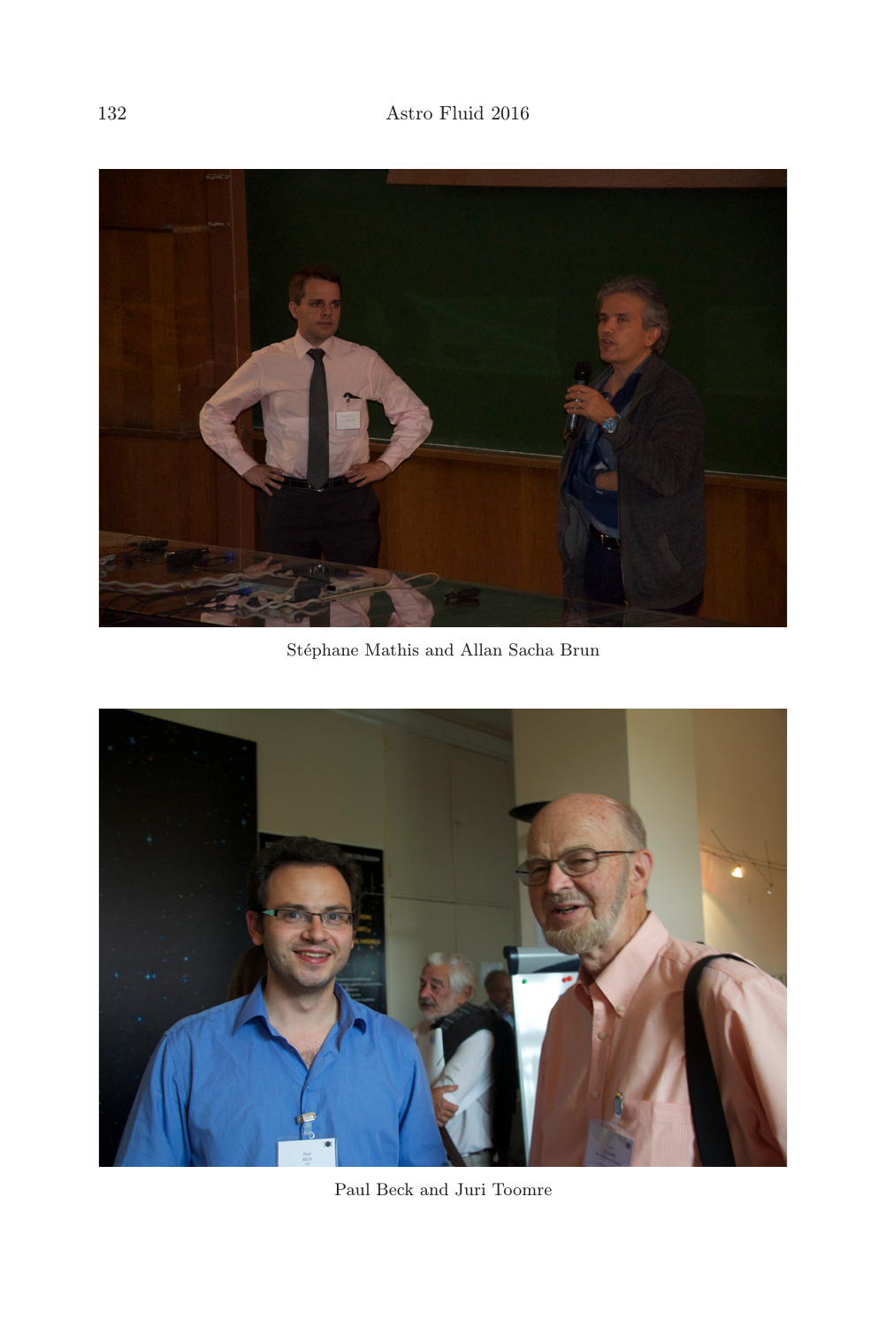Stéphane Mathis and Allan Sacha Brun

Paul Beck and Juri Toomre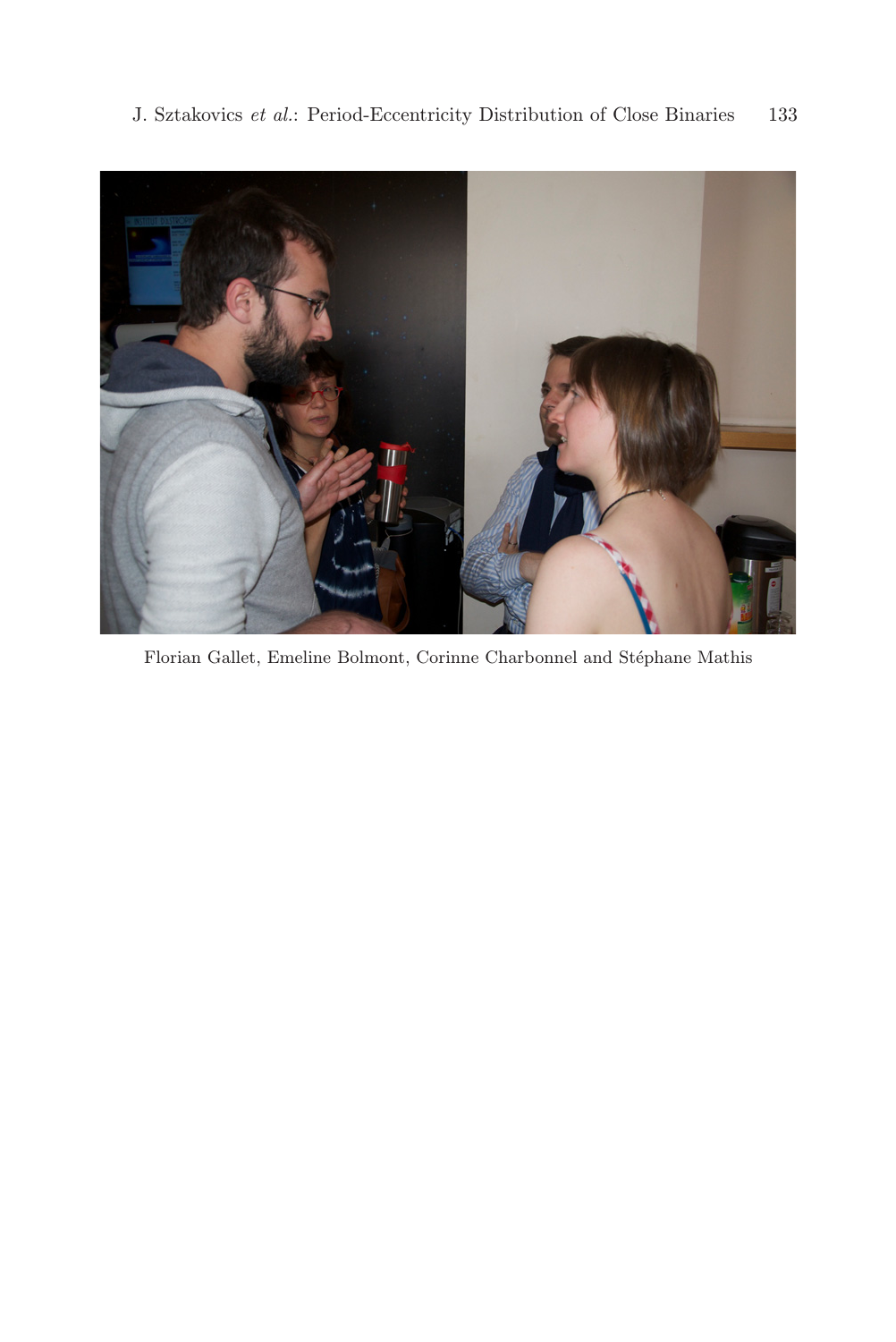Florian Gallet, Emeline Bolmont, Corinne Charbonnel and Stéphane Mathis